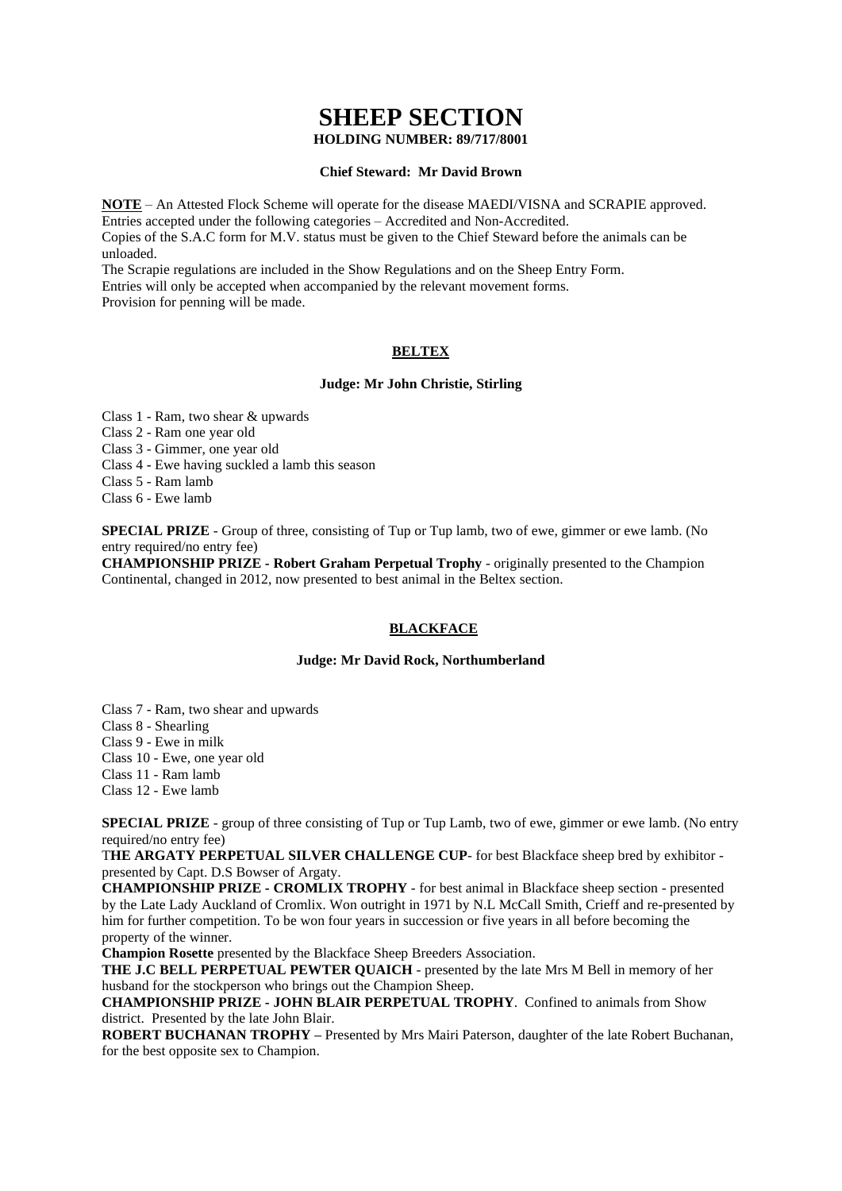# SHEEP SECTION

**HOLDING NUMBER: 89/717/8001**

**Chief Steward: Mr David Brown**

**NOTE** – An Attested Flock Scheme will operate for the disease MAEDI/VISNA and SCRAPIE approved. Entries accepted under the following categories – Accredited and Non-Accredited.
Copies of the S.A.C form for M.V. status must be given to the Chief Steward before the animals can be unloaded.
The Scrapie regulations are included in the Show Regulations and on the Sheep Entry Form.
Entries will only be accepted when accompanied by the relevant movement forms.
Provision for penning will be made.

## BELTEX

**Judge: Mr John Christie, Stirling**

Class 1 - Ram, two shear & upwards
Class 2 - Ram one year old
Class 3 - Gimmer, one year old
Class 4 - Ewe having suckled a lamb this season
Class 5 - Ram lamb
Class 6 - Ewe lamb

**SPECIAL PRIZE** - Group of three, consisting of Tup or Tup lamb, two of ewe, gimmer or ewe lamb. (No entry required/no entry fee)
**CHAMPIONSHIP PRIZE - Robert Graham Perpetual Trophy** - originally presented to the Champion Continental, changed in 2012, now presented to best animal in the Beltex section.

## BLACKFACE

**Judge: Mr David Rock, Northumberland**

Class 7 - Ram, two shear and upwards
Class 8 - Shearling
Class 9 - Ewe in milk
Class 10 - Ewe, one year old
Class 11 - Ram lamb
Class 12 - Ewe lamb

**SPECIAL PRIZE** - group of three consisting of Tup or Tup Lamb, two of ewe, gimmer or ewe lamb. (No entry required/no entry fee)
**THE ARGATY PERPETUAL SILVER CHALLENGE CUP**- for best Blackface sheep bred by exhibitor - presented by Capt. D.S Bowser of Argaty.
**CHAMPIONSHIP PRIZE - CROMLIX TROPHY** - for best animal in Blackface sheep section - presented by the Late Lady Auckland of Cromlix. Won outright in 1971 by N.L McCall Smith, Crieff and re-presented by him for further competition. To be won four years in succession or five years in all before becoming the property of the winner.
**Champion Rosette** presented by the Blackface Sheep Breeders Association.
**THE J.C BELL PERPETUAL PEWTER QUAICH** - presented by the late Mrs M Bell in memory of her husband for the stockperson who brings out the Champion Sheep.
**CHAMPIONSHIP PRIZE - JOHN BLAIR PERPETUAL TROPHY**. Confined to animals from Show district. Presented by the late John Blair.
**ROBERT BUCHANAN TROPHY –** Presented by Mrs Mairi Paterson, daughter of the late Robert Buchanan, for the best opposite sex to Champion.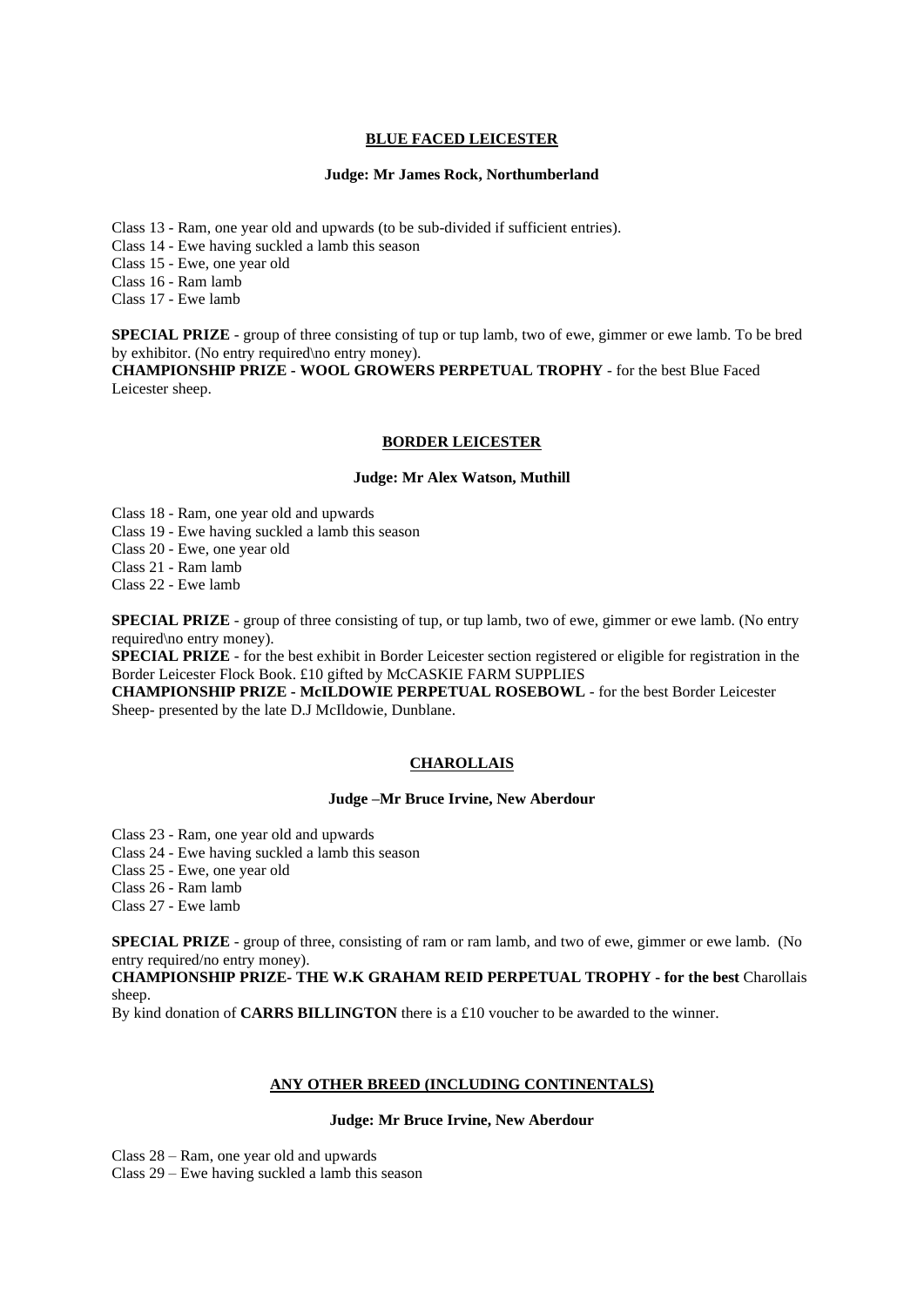## BLUE FACED LEICESTER

**Judge: Mr James Rock, Northumberland**

Class 13 - Ram, one year old and upwards (to be sub-divided if sufficient entries).
Class 14 - Ewe having suckled a lamb this season
Class 15 - Ewe, one year old
Class 16 - Ram lamb
Class 17 - Ewe lamb

**SPECIAL PRIZE** - group of three consisting of tup or tup lamb, two of ewe, gimmer or ewe lamb. To be bred by exhibitor. (No entry required\no entry money).
**CHAMPIONSHIP PRIZE - WOOL GROWERS PERPETUAL TROPHY** - for the best Blue Faced Leicester sheep.

## BORDER LEICESTER

**Judge: Mr Alex Watson, Muthill**

Class 18 - Ram, one year old and upwards
Class 19 - Ewe having suckled a lamb this season
Class 20 - Ewe, one year old
Class 21 - Ram lamb
Class 22 - Ewe lamb

**SPECIAL PRIZE** - group of three consisting of tup, or tup lamb, two of ewe, gimmer or ewe lamb. (No entry required\no entry money).
**SPECIAL PRIZE** - for the best exhibit in Border Leicester section registered or eligible for registration in the Border Leicester Flock Book. £10 gifted by McCASKIE FARM SUPPLIES
**CHAMPIONSHIP PRIZE - McILDOWIE PERPETUAL ROSEBOWL** - for the best Border Leicester Sheep- presented by the late D.J McIldowie, Dunblane.

## CHAROLLAIS

**Judge –Mr Bruce Irvine, New Aberdour**

Class 23 - Ram, one year old and upwards
Class 24 - Ewe having suckled a lamb this season
Class 25 - Ewe, one year old
Class 26 - Ram lamb
Class 27 - Ewe lamb

**SPECIAL PRIZE** - group of three, consisting of ram or ram lamb, and two of ewe, gimmer or ewe lamb. (No entry required/no entry money).
**CHAMPIONSHIP PRIZE- THE W.K GRAHAM REID PERPETUAL TROPHY - for the best** Charollais sheep.
By kind donation of **CARRS BILLINGTON** there is a £10 voucher to be awarded to the winner.

## ANY OTHER BREED (INCLUDING CONTINENTALS)

**Judge: Mr Bruce Irvine, New Aberdour**

Class 28 – Ram, one year old and upwards
Class 29 – Ewe having suckled a lamb this season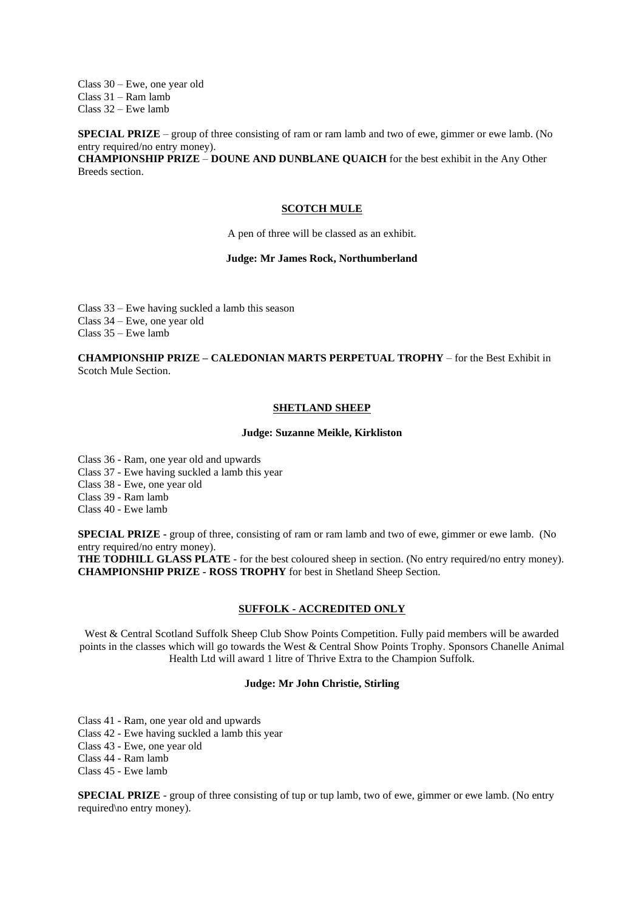Class 30 – Ewe, one year old
Class 31 – Ram lamb
Class 32 – Ewe lamb

**SPECIAL PRIZE** – group of three consisting of ram or ram lamb and two of ewe, gimmer or ewe lamb. (No entry required/no entry money).
**CHAMPIONSHIP PRIZE** – **DOUNE AND DUNBLANE QUAICH** for the best exhibit in the Any Other Breeds section.

## SCOTCH MULE

A pen of three will be classed as an exhibit.

**Judge: Mr James Rock, Northumberland**

Class 33 – Ewe having suckled a lamb this season
Class 34 – Ewe, one year old
Class 35 – Ewe lamb

**CHAMPIONSHIP PRIZE – CALEDONIAN MARTS PERPETUAL TROPHY** – for the Best Exhibit in Scotch Mule Section.

## SHETLAND SHEEP

**Judge: Suzanne Meikle, Kirkliston**

Class 36 - Ram, one year old and upwards
Class 37 - Ewe having suckled a lamb this year
Class 38 - Ewe, one year old
Class 39 - Ram lamb
Class 40 - Ewe lamb

**SPECIAL PRIZE -** group of three, consisting of ram or ram lamb and two of ewe, gimmer or ewe lamb. (No entry required/no entry money).
**THE TODHILL GLASS PLATE** - for the best coloured sheep in section. (No entry required/no entry money).
**CHAMPIONSHIP PRIZE - ROSS TROPHY** for best in Shetland Sheep Section.

## SUFFOLK - ACCREDITED ONLY

West & Central Scotland Suffolk Sheep Club Show Points Competition. Fully paid members will be awarded points in the classes which will go towards the West & Central Show Points Trophy. Sponsors Chanelle Animal Health Ltd will award 1 litre of Thrive Extra to the Champion Suffolk.

**Judge: Mr John Christie, Stirling**

Class 41 - Ram, one year old and upwards
Class 42 - Ewe having suckled a lamb this year
Class 43 - Ewe, one year old
Class 44 - Ram lamb
Class 45 - Ewe lamb

**SPECIAL PRIZE** - group of three consisting of tup or tup lamb, two of ewe, gimmer or ewe lamb. (No entry required\no entry money).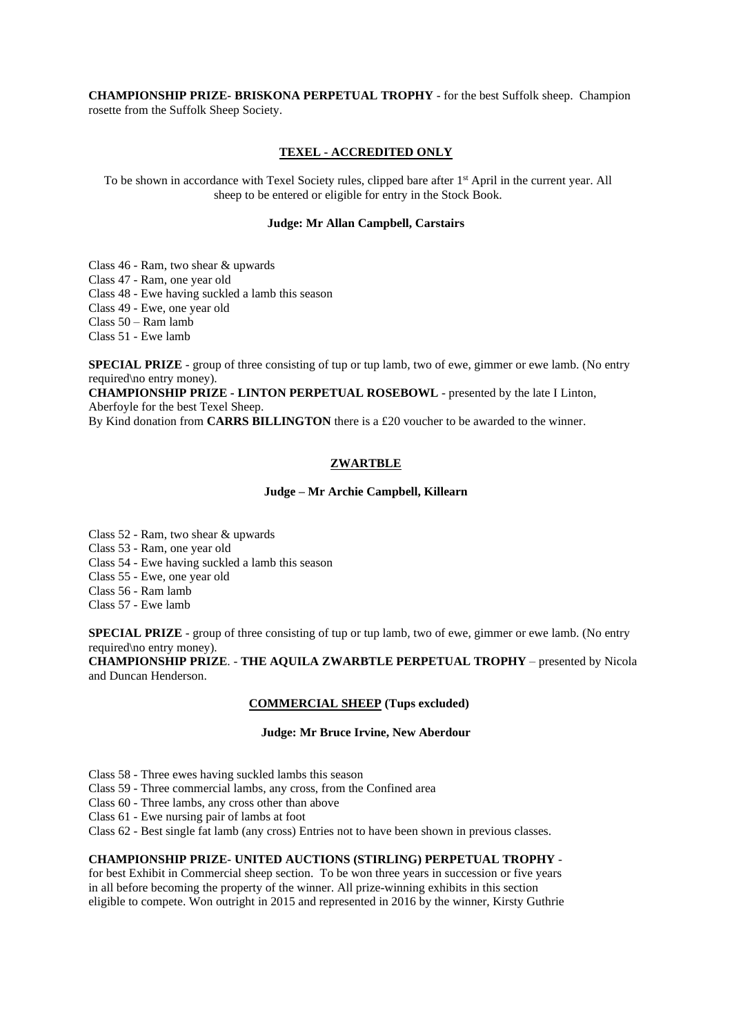**CHAMPIONSHIP PRIZE- BRISKONA PERPETUAL TROPHY** - for the best Suffolk sheep. Champion rosette from the Suffolk Sheep Society.

## TEXEL - ACCREDITED ONLY

To be shown in accordance with Texel Society rules, clipped bare after 1st April in the current year. All sheep to be entered or eligible for entry in the Stock Book.

**Judge: Mr Allan Campbell, Carstairs**

Class 46 - Ram, two shear & upwards
Class 47 - Ram, one year old
Class 48 - Ewe having suckled a lamb this season
Class 49 - Ewe, one year old
Class 50 – Ram lamb
Class 51 - Ewe lamb

**SPECIAL PRIZE** - group of three consisting of tup or tup lamb, two of ewe, gimmer or ewe lamb. (No entry required\no entry money).
**CHAMPIONSHIP PRIZE - LINTON PERPETUAL ROSEBOWL** - presented by the late I Linton, Aberfoyle for the best Texel Sheep.
By Kind donation from **CARRS BILLINGTON** there is a £20 voucher to be awarded to the winner.

## ZWARTBLE

**Judge – Mr Archie Campbell, Killearn**

Class 52 - Ram, two shear & upwards
Class 53 - Ram, one year old
Class 54 - Ewe having suckled a lamb this season
Class 55 - Ewe, one year old
Class 56 - Ram lamb
Class 57 - Ewe lamb

**SPECIAL PRIZE** - group of three consisting of tup or tup lamb, two of ewe, gimmer or ewe lamb. (No entry required\no entry money).
**CHAMPIONSHIP PRIZE**. - **THE AQUILA ZWARBTLE PERPETUAL TROPHY** – presented by Nicola and Duncan Henderson.

## COMMERCIAL SHEEP (Tups excluded)

**Judge: Mr Bruce Irvine, New Aberdour**

Class 58 - Three ewes having suckled lambs this season
Class 59 - Three commercial lambs, any cross, from the Confined area
Class 60 - Three lambs, any cross other than above
Class 61 - Ewe nursing pair of lambs at foot
Class 62 - Best single fat lamb (any cross) Entries not to have been shown in previous classes.

**CHAMPIONSHIP PRIZE- UNITED AUCTIONS (STIRLING) PERPETUAL TROPHY** - for best Exhibit in Commercial sheep section. To be won three years in succession or five years in all before becoming the property of the winner. All prize-winning exhibits in this section eligible to compete. Won outright in 2015 and represented in 2016 by the winner, Kirsty Guthrie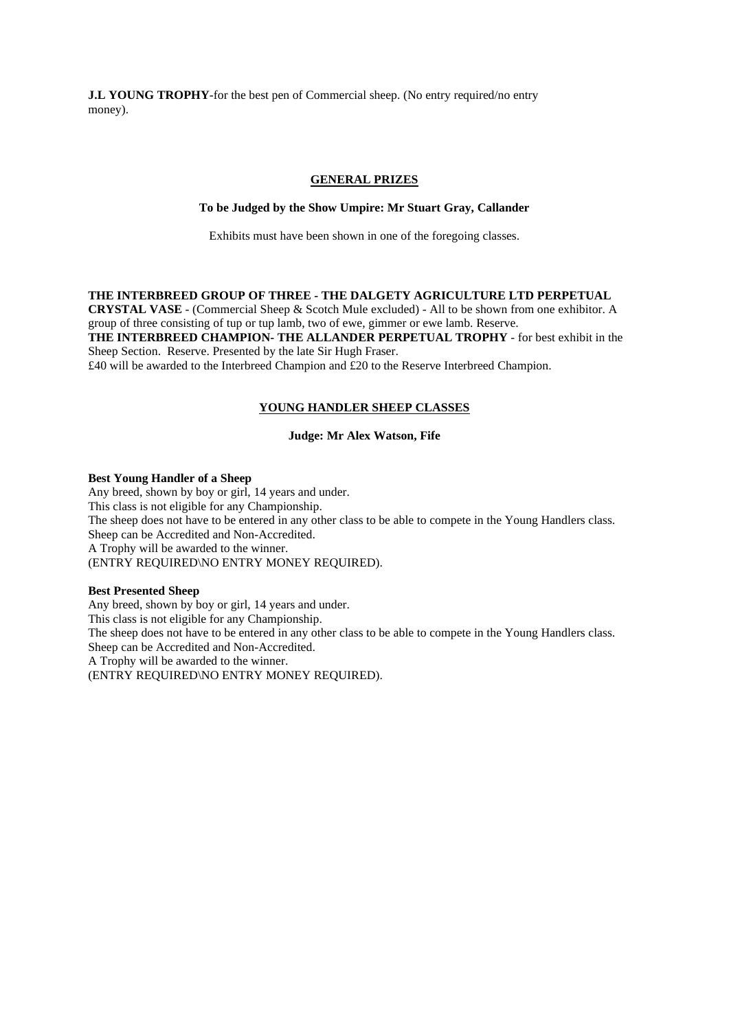**J.L YOUNG TROPHY**-for the best pen of Commercial sheep. (No entry required/no entry money).

## GENERAL PRIZES

**To be Judged by the Show Umpire: Mr Stuart Gray, Callander**

Exhibits must have been shown in one of the foregoing classes.

**THE INTERBREED GROUP OF THREE - THE DALGETY AGRICULTURE LTD PERPETUAL CRYSTAL VASE** - (Commercial Sheep & Scotch Mule excluded) - All to be shown from one exhibitor. A group of three consisting of tup or tup lamb, two of ewe, gimmer or ewe lamb. Reserve.
**THE INTERBREED CHAMPION- THE ALLANDER PERPETUAL TROPHY** - for best exhibit in the Sheep Section. Reserve. Presented by the late Sir Hugh Fraser.
£40 will be awarded to the Interbreed Champion and £20 to the Reserve Interbreed Champion.

## YOUNG HANDLER SHEEP CLASSES

**Judge: Mr Alex Watson, Fife**

**Best Young Handler of a Sheep**
Any breed, shown by boy or girl, 14 years and under.
This class is not eligible for any Championship.
The sheep does not have to be entered in any other class to be able to compete in the Young Handlers class.
Sheep can be Accredited and Non-Accredited.
A Trophy will be awarded to the winner.
(ENTRY REQUIRED\NO ENTRY MONEY REQUIRED).

**Best Presented Sheep**
Any breed, shown by boy or girl, 14 years and under.
This class is not eligible for any Championship.
The sheep does not have to be entered in any other class to be able to compete in the Young Handlers class.
Sheep can be Accredited and Non-Accredited.
A Trophy will be awarded to the winner.
(ENTRY REQUIRED\NO ENTRY MONEY REQUIRED).